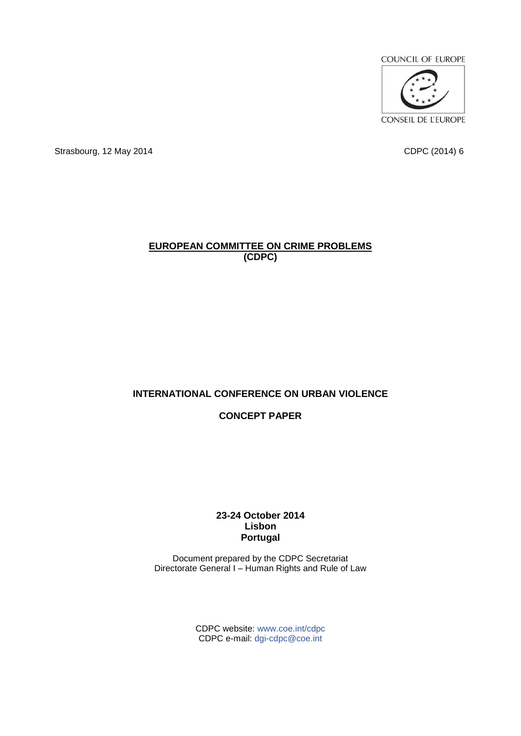COUNCIL OF EUROPE

CONSEIL DE L'EUROPE

Strasbourg, 12 May 2014

CDPC (2014) 6

**EUROPEAN COMMITTEE ON CRIME PROBLEMS**
**(CDPC)**

# INTERNATIONAL CONFERENCE ON URBAN VIOLENCE

## CONCEPT PAPER

**23-24 October 2014**
**Lisbon**
**Portugal**

Document prepared by the CDPC Secretariat
Directorate General I – Human Rights and Rule of Law

CDPC website: www.coe.int/cdpc
CDPC e-mail: dgi-cdpc@coe.int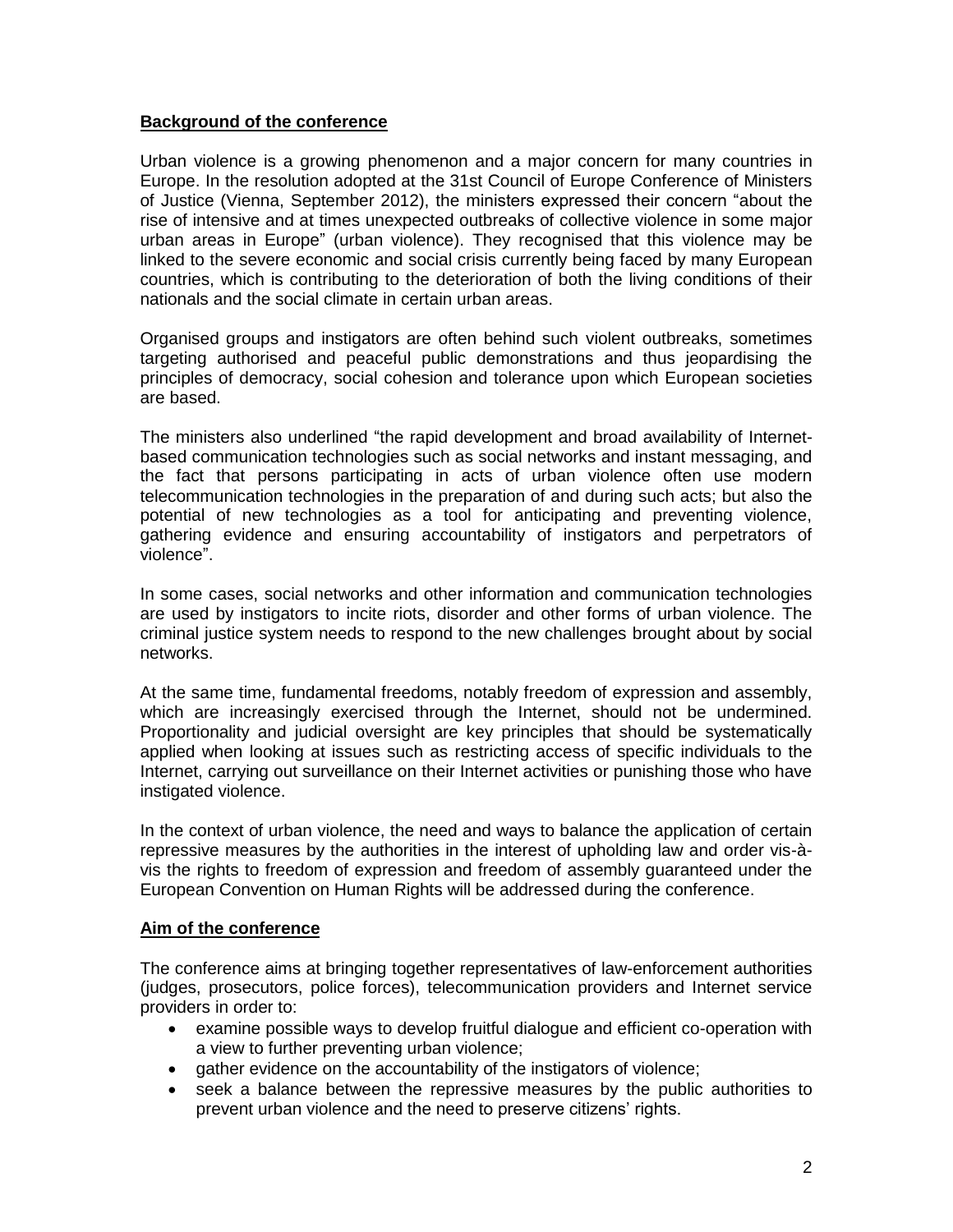## Background of the conference

Urban violence is a growing phenomenon and a major concern for many countries in Europe. In the resolution adopted at the 31st Council of Europe Conference of Ministers of Justice (Vienna, September 2012), the ministers expressed their concern "about the rise of intensive and at times unexpected outbreaks of collective violence in some major urban areas in Europe" (urban violence). They recognised that this violence may be linked to the severe economic and social crisis currently being faced by many European countries, which is contributing to the deterioration of both the living conditions of their nationals and the social climate in certain urban areas.

Organised groups and instigators are often behind such violent outbreaks, sometimes targeting authorised and peaceful public demonstrations and thus jeopardising the principles of democracy, social cohesion and tolerance upon which European societies are based.

The ministers also underlined "the rapid development and broad availability of Internet-based communication technologies such as social networks and instant messaging, and the fact that persons participating in acts of urban violence often use modern telecommunication technologies in the preparation of and during such acts; but also the potential of new technologies as a tool for anticipating and preventing violence, gathering evidence and ensuring accountability of instigators and perpetrators of violence".

In some cases, social networks and other information and communication technologies are used by instigators to incite riots, disorder and other forms of urban violence. The criminal justice system needs to respond to the new challenges brought about by social networks.

At the same time, fundamental freedoms, notably freedom of expression and assembly, which are increasingly exercised through the Internet, should not be undermined. Proportionality and judicial oversight are key principles that should be systematically applied when looking at issues such as restricting access of specific individuals to the Internet, carrying out surveillance on their Internet activities or punishing those who have instigated violence.

In the context of urban violence, the need and ways to balance the application of certain repressive measures by the authorities in the interest of upholding law and order vis-à-vis the rights to freedom of expression and freedom of assembly guaranteed under the European Convention on Human Rights will be addressed during the conference.

## Aim of the conference

The conference aims at bringing together representatives of law-enforcement authorities (judges, prosecutors, police forces), telecommunication providers and Internet service providers in order to:

- examine possible ways to develop fruitful dialogue and efficient co-operation with a view to further preventing urban violence;
- gather evidence on the accountability of the instigators of violence;
- seek a balance between the repressive measures by the public authorities to prevent urban violence and the need to preserve citizens' rights.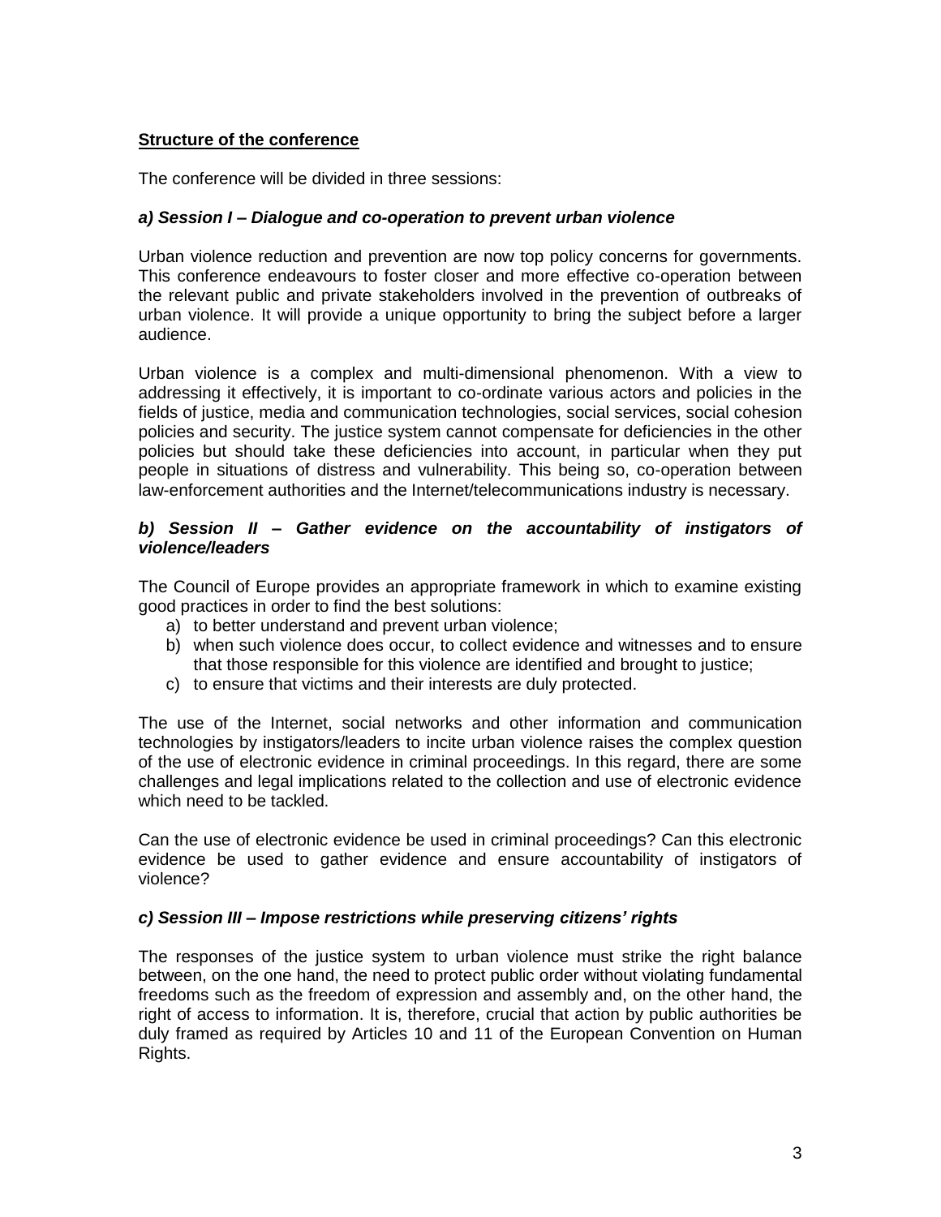**Structure of the conference**

The conference will be divided in three sessions:

***a) Session I – Dialogue and co-operation to prevent urban violence***

Urban violence reduction and prevention are now top policy concerns for governments. This conference endeavours to foster closer and more effective co-operation between the relevant public and private stakeholders involved in the prevention of outbreaks of urban violence. It will provide a unique opportunity to bring the subject before a larger audience.

Urban violence is a complex and multi-dimensional phenomenon. With a view to addressing it effectively, it is important to co-ordinate various actors and policies in the fields of justice, media and communication technologies, social services, social cohesion policies and security. The justice system cannot compensate for deficiencies in the other policies but should take these deficiencies into account, in particular when they put people in situations of distress and vulnerability. This being so, co-operation between law-enforcement authorities and the Internet/telecommunications industry is necessary.

***b) Session II – Gather evidence on the accountability of instigators of violence/leaders***

The Council of Europe provides an appropriate framework in which to examine existing good practices in order to find the best solutions:

a) to better understand and prevent urban violence;
b) when such violence does occur, to collect evidence and witnesses and to ensure that those responsible for this violence are identified and brought to justice;
c) to ensure that victims and their interests are duly protected.

The use of the Internet, social networks and other information and communication technologies by instigators/leaders to incite urban violence raises the complex question of the use of electronic evidence in criminal proceedings. In this regard, there are some challenges and legal implications related to the collection and use of electronic evidence which need to be tackled.

Can the use of electronic evidence be used in criminal proceedings? Can this electronic evidence be used to gather evidence and ensure accountability of instigators of violence?

***c) Session III – Impose restrictions while preserving citizens' rights***

The responses of the justice system to urban violence must strike the right balance between, on the one hand, the need to protect public order without violating fundamental freedoms such as the freedom of expression and assembly and, on the other hand, the right of access to information. It is, therefore, crucial that action by public authorities be duly framed as required by Articles 10 and 11 of the European Convention on Human Rights.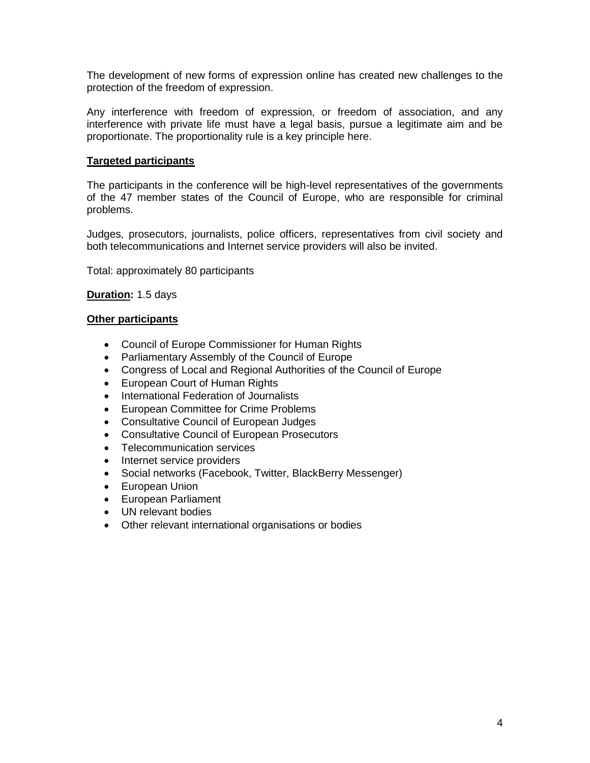The development of new forms of expression online has created new challenges to the protection of the freedom of expression.

Any interference with freedom of expression, or freedom of association, and any interference with private life must have a legal basis, pursue a legitimate aim and be proportionate. The proportionality rule is a key principle here.

**Targeted participants**

The participants in the conference will be high-level representatives of the governments of the 47 member states of the Council of Europe, who are responsible for criminal problems.

Judges, prosecutors, journalists, police officers, representatives from civil society and both telecommunications and Internet service providers will also be invited.

Total: approximately 80 participants

**Duration:** 1.5 days

**Other participants**

- Council of Europe Commissioner for Human Rights
- Parliamentary Assembly of the Council of Europe
- Congress of Local and Regional Authorities of the Council of Europe
- European Court of Human Rights
- International Federation of Journalists
- European Committee for Crime Problems
- Consultative Council of European Judges
- Consultative Council of European Prosecutors
- Telecommunication services
- Internet service providers
- Social networks (Facebook, Twitter, BlackBerry Messenger)
- European Union
- European Parliament
- UN relevant bodies
- Other relevant international organisations or bodies